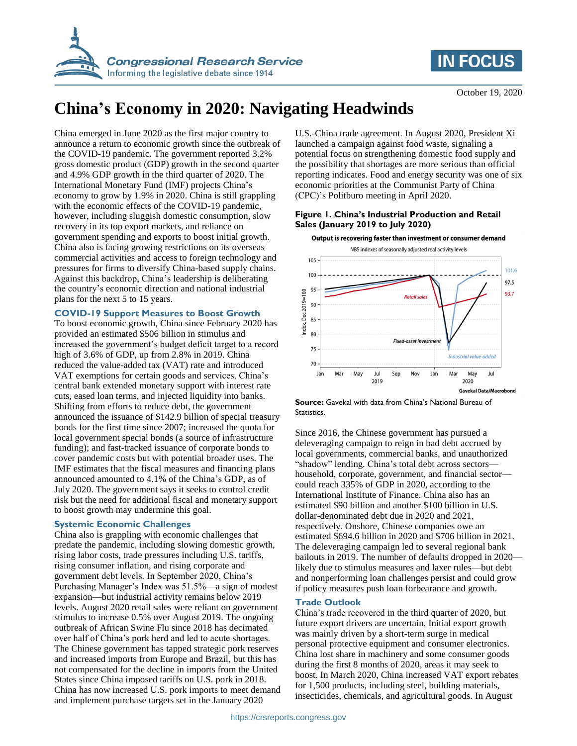# China's Economy in 2020: Navigating Headwinds

October 19, 2020

China emerged in June 2020 as the first major country to announce a return to economic growth since the outbreak of the COVID-19 pandemic. The government reported 3.2% gross domestic product (GDP) growth in the second quarter and 4.9% GDP growth in the third quarter of 2020. The International Monetary Fund (IMF) projects China's economy to grow by 1.9% in 2020. China is still grappling with the economic effects of the COVID-19 pandemic, however, including sluggish domestic consumption, slow recovery in its top export markets, and reliance on government spending and exports to boost initial growth. China also is facing growing restrictions on its overseas commercial activities and access to foreign technology and pressures for firms to diversify China-based supply chains. Against this backdrop, China's leadership is deliberating the country's economic direction and national industrial plans for the next 5 to 15 years.

## COVID-19 Support Measures to Boost Growth

To boost economic growth, China since February 2020 has provided an estimated $506 billion in stimulus and increased the government's budget deficit target to a record high of 3.6% of GDP, up from 2.8% in 2019. China reduced the value-added tax (VAT) rate and introduced VAT exemptions for certain goods and services. China's central bank extended monetary support with interest rate cuts, eased loan terms, and injected liquidity into banks. Shifting from efforts to reduce debt, the government announced the issuance of $142.9 billion of special treasury bonds for the first time since 2007; increased the quota for local government special bonds (a source of infrastructure funding); and fast-tracked issuance of corporate bonds to cover pandemic costs but with potential broader uses. The IMF estimates that the fiscal measures and financing plans announced amounted to 4.1% of the China's GDP, as of July 2020. The government says it seeks to control credit risk but the need for additional fiscal and monetary support to boost growth may undermine this goal.

## Systemic Economic Challenges

China also is grappling with economic challenges that predate the pandemic, including slowing domestic growth, rising labor costs, trade pressures including U.S. tariffs, rising consumer inflation, and rising corporate and government debt levels. In September 2020, China's Purchasing Manager's Index was 51.5%—a sign of modest expansion—but industrial activity remains below 2019 levels. August 2020 retail sales were reliant on government stimulus to increase 0.5% over August 2019. The ongoing outbreak of African Swine Flu since 2018 has decimated over half of China's pork herd and led to acute shortages. The Chinese government has tapped strategic pork reserves and increased imports from Europe and Brazil, but this has not compensated for the decline in imports from the United States since China imposed tariffs on U.S. pork in 2018. China has now increased U.S. pork imports to meet demand and implement purchase targets set in the January 2020 U.S.-China trade agreement. In August 2020, President Xi launched a campaign against food waste, signaling a potential focus on strengthening domestic food supply and the possibility that shortages are more serious than official reporting indicates. Food and energy security was one of six economic priorities at the Communist Party of China (CPC)'s Politburo meeting in April 2020.

**Figure 1. China's Industrial Production and Retail Sales (January 2019 to July 2020)**

**Source:** Gavekal with data from China's National Bureau of Statistics.

Since 2016, the Chinese government has pursued a deleveraging campaign to reign in bad debt accrued by local governments, commercial banks, and unauthorized "shadow" lending. China's total debt across sectors—household, corporate, government, and financial sector—could reach 335% of GDP in 2020, according to the International Institute of Finance. China also has an estimated $90 billion and another $100 billion in U.S. dollar-denominated debt due in 2020 and 2021, respectively. Onshore, Chinese companies owe an estimated $694.6 billion in 2020 and $706 billion in 2021. The deleveraging campaign led to several regional bank bailouts in 2019. The number of defaults dropped in 2020—likely due to stimulus measures and laxer rules—but debt and nonperforming loan challenges persist and could grow if policy measures push loan forbearance and growth.

## Trade Outlook

China's trade recovered in the third quarter of 2020, but future export drivers are uncertain. Initial export growth was mainly driven by a short-term surge in medical personal protective equipment and consumer electronics. China lost share in machinery and some consumer goods during the first 8 months of 2020, areas it may seek to boost. In March 2020, China increased VAT export rebates for 1,500 products, including steel, building materials, insecticides, chemicals, and agricultural goods. In August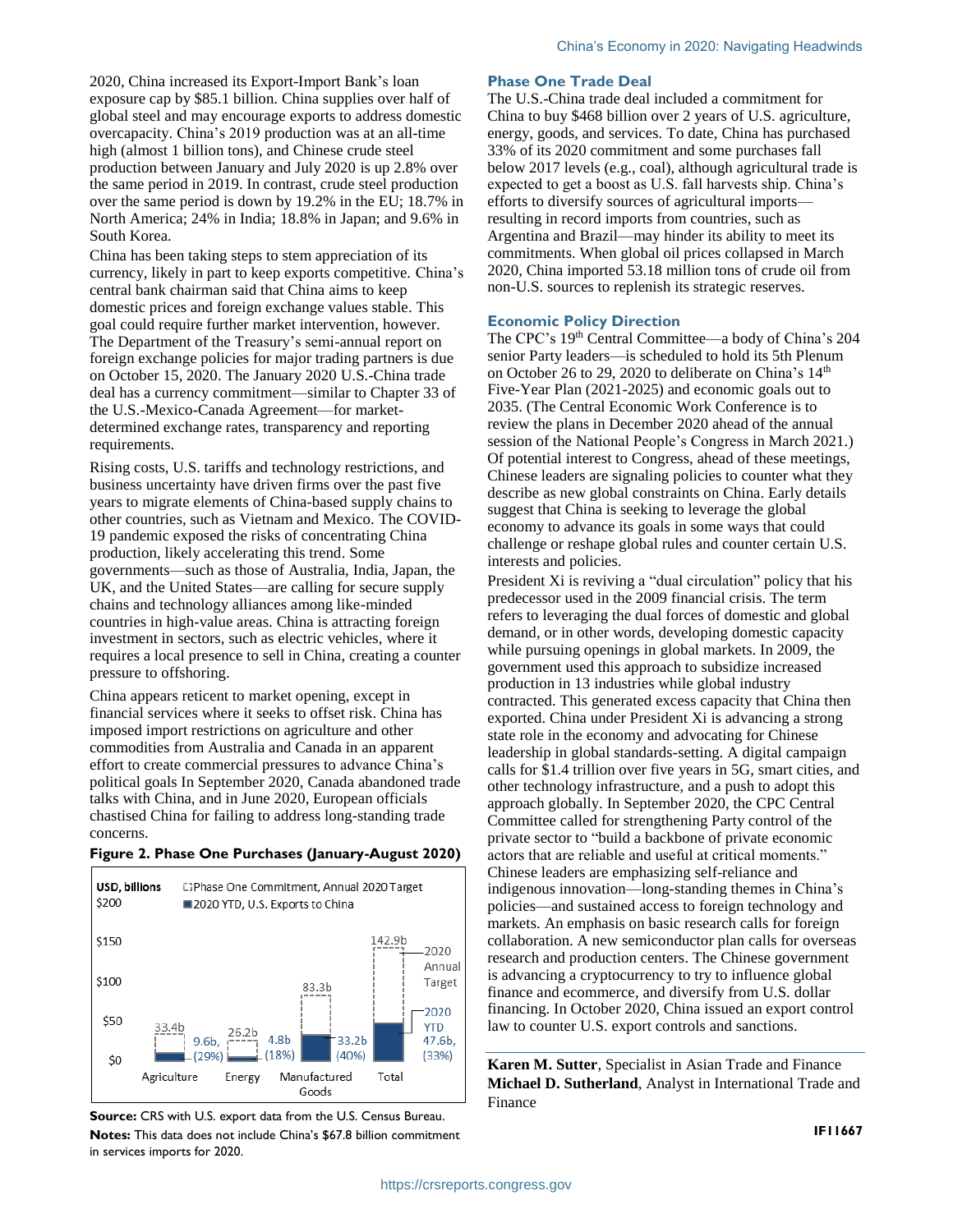2020, China increased its Export-Import Bank's loan exposure cap by $85.1 billion. China supplies over half of global steel and may encourage exports to address domestic overcapacity. China's 2019 production was at an all-time high (almost 1 billion tons), and Chinese crude steel production between January and July 2020 is up 2.8% over the same period in 2019. In contrast, crude steel production over the same period is down by 19.2% in the EU; 18.7% in North America; 24% in India; 18.8% in Japan; and 9.6% in South Korea.

China has been taking steps to stem appreciation of its currency, likely in part to keep exports competitive. China's central bank chairman said that China aims to keep domestic prices and foreign exchange values stable. This goal could require further market intervention, however. The Department of the Treasury's semi-annual report on foreign exchange policies for major trading partners is due on October 15, 2020. The January 2020 U.S.-China trade deal has a currency commitment—similar to Chapter 33 of the U.S.-Mexico-Canada Agreement—for market-determined exchange rates, transparency and reporting requirements.

Rising costs, U.S. tariffs and technology restrictions, and business uncertainty have driven firms over the past five years to migrate elements of China-based supply chains to other countries, such as Vietnam and Mexico. The COVID-19 pandemic exposed the risks of concentrating China production, likely accelerating this trend. Some governments—such as those of Australia, India, Japan, the UK, and the United States—are calling for secure supply chains and technology alliances among like-minded countries in high-value areas. China is attracting foreign investment in sectors, such as electric vehicles, where it requires a local presence to sell in China, creating a counter pressure to offshoring.

China appears reticent to market opening, except in financial services where it seeks to offset risk. China has imposed import restrictions on agriculture and other commodities from Australia and Canada in an apparent effort to create commercial pressures to advance China's political goals In September 2020, Canada abandoned trade talks with China, and in June 2020, European officials chastised China for failing to address long-standing trade concerns.

**Figure 2. Phase One Purchases (January-August 2020)**

| USD, billions | Phase One Commitment, Annual 2020 Target | 2020 YTD, U.S. Exports to China |
|---|---|---|
| Agriculture | 33.4b | 9.6b, (29%) |
| Energy | 26.2b | 4.8b (18%) |
| Manufactured Goods | 83.3b | 33.2b (40%) |
| Total | 142.9b | 47.6b, (33%) |

**Source:** CRS with U.S. export data from the U.S. Census Bureau.
**Notes:** This data does not include China's $67.8 billion commitment in services imports for 2020.

## Phase One Trade Deal

The U.S.-China trade deal included a commitment for China to buy $468 billion over 2 years of U.S. agriculture, energy, goods, and services. To date, China has purchased 33% of its 2020 commitment and some purchases fall below 2017 levels (e.g., coal), although agricultural trade is expected to get a boost as U.S. fall harvests ship. China's efforts to diversify sources of agricultural imports—resulting in record imports from countries, such as Argentina and Brazil—may hinder its ability to meet its commitments. When global oil prices collapsed in March 2020, China imported 53.18 million tons of crude oil from non-U.S. sources to replenish its strategic reserves.

## Economic Policy Direction

The CPC's 19th Central Committee—a body of China's 204 senior Party leaders—is scheduled to hold its 5th Plenum on October 26 to 29, 2020 to deliberate on China's 14th Five-Year Plan (2021-2025) and economic goals out to 2035. (The Central Economic Work Conference is to review the plans in December 2020 ahead of the annual session of the National People's Congress in March 2021.) Of potential interest to Congress, ahead of these meetings, Chinese leaders are signaling policies to counter what they describe as new global constraints on China. Early details suggest that China is seeking to leverage the global economy to advance its goals in some ways that could challenge or reshape global rules and counter certain U.S. interests and policies.

President Xi is reviving a "dual circulation" policy that his predecessor used in the 2009 financial crisis. The term refers to leveraging the dual forces of domestic and global demand, or in other words, developing domestic capacity while pursuing openings in global markets. In 2009, the government used this approach to subsidize increased production in 13 industries while global industry contracted. This generated excess capacity that China then exported. China under President Xi is advancing a strong state role in the economy and advocating for Chinese leadership in global standards-setting. A digital campaign calls for $1.4 trillion over five years in 5G, smart cities, and other technology infrastructure, and a push to adopt this approach globally. In September 2020, the CPC Central Committee called for strengthening Party control of the private sector to "build a backbone of private economic actors that are reliable and useful at critical moments." Chinese leaders are emphasizing self-reliance and indigenous innovation—long-standing themes in China's policies—and sustained access to foreign technology and markets. An emphasis on basic research calls for foreign collaboration. A new semiconductor plan calls for overseas research and production centers. The Chinese government is advancing a cryptocurrency to try to influence global finance and ecommerce, and diversify from U.S. dollar financing. In October 2020, China issued an export control law to counter U.S. export controls and sanctions.

---

**Karen M. Sutter**, Specialist in Asian Trade and Finance
**Michael D. Sutherland**, Analyst in International Trade and Finance

IF11667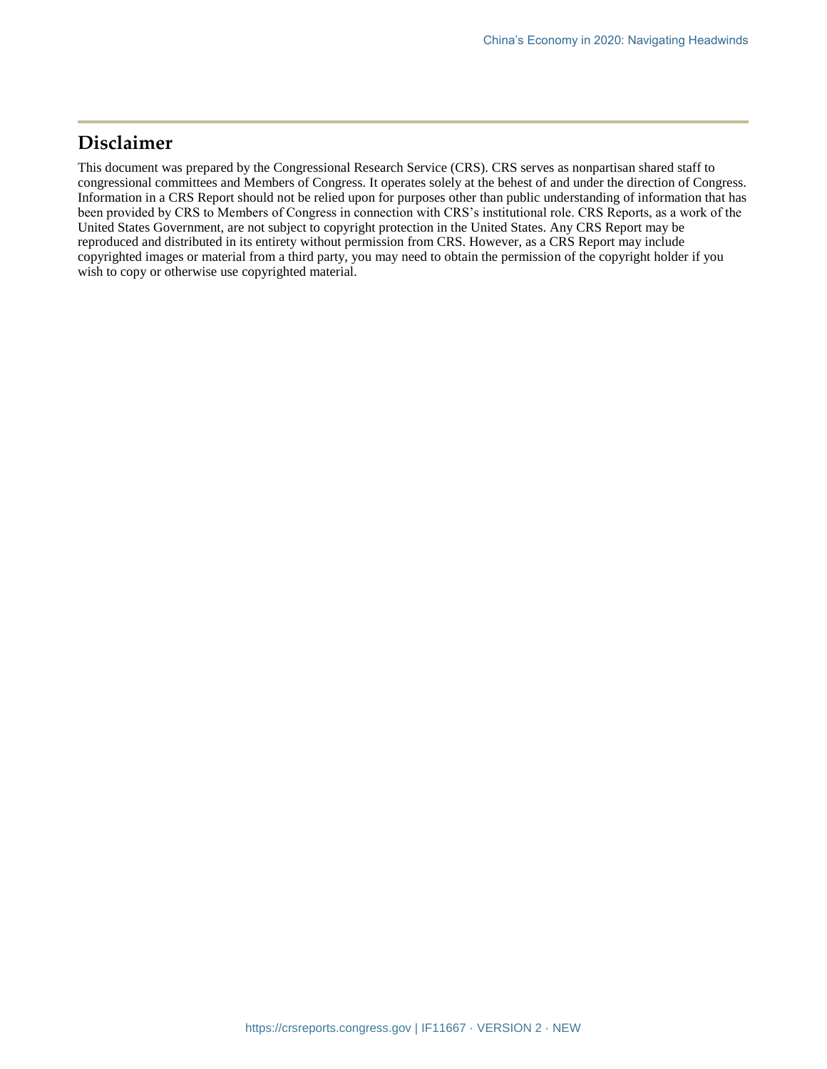## Disclaimer

This document was prepared by the Congressional Research Service (CRS). CRS serves as nonpartisan shared staff to congressional committees and Members of Congress. It operates solely at the behest of and under the direction of Congress. Information in a CRS Report should not be relied upon for purposes other than public understanding of information that has been provided by CRS to Members of Congress in connection with CRS's institutional role. CRS Reports, as a work of the United States Government, are not subject to copyright protection in the United States. Any CRS Report may be reproduced and distributed in its entirety without permission from CRS. However, as a CRS Report may include copyrighted images or material from a third party, you may need to obtain the permission of the copyright holder if you wish to copy or otherwise use copyrighted material.